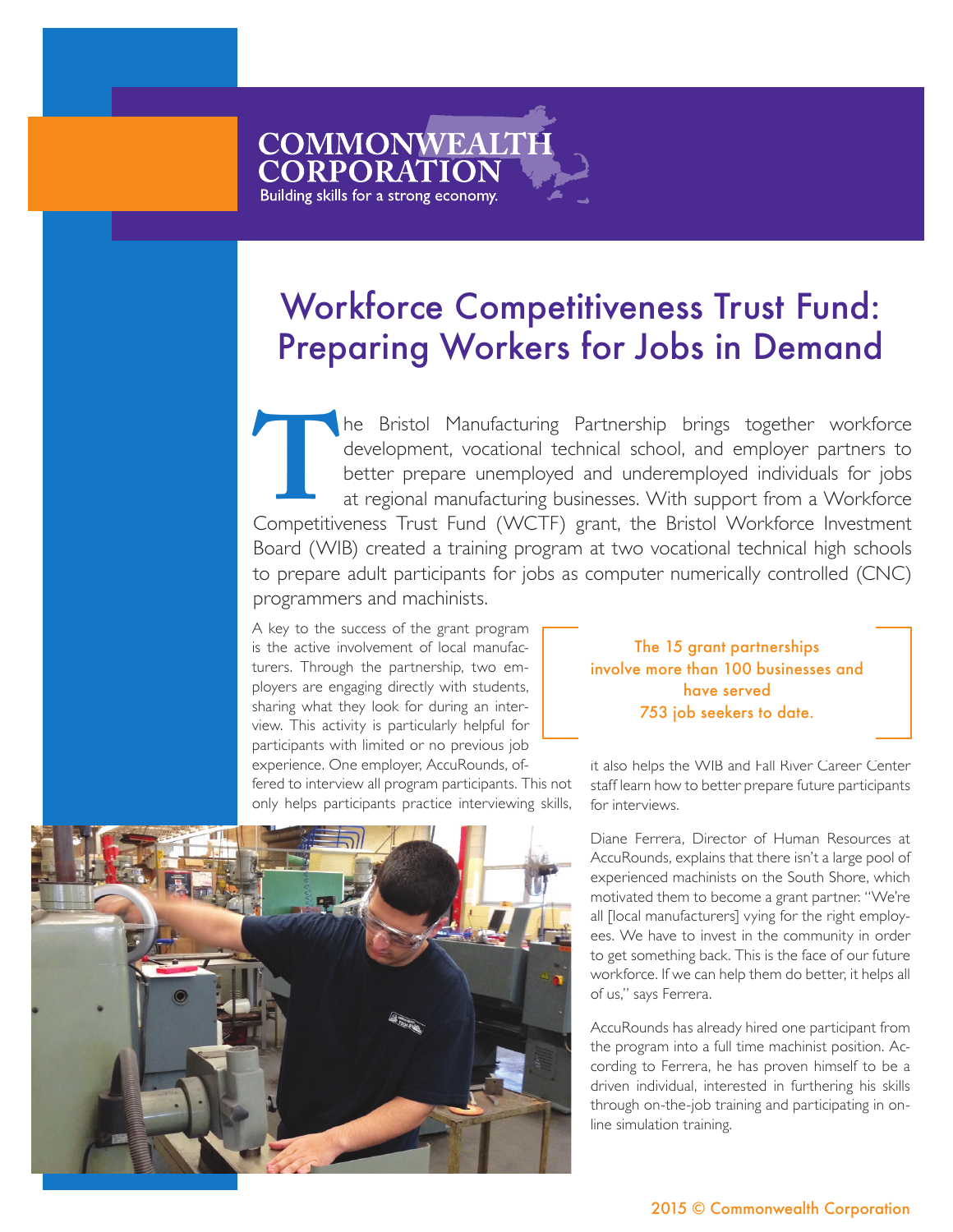**COMMONWEALTH CORPORATION**
Building skills for a strong economy.

# Workforce Competitiveness Trust Fund: Preparing Workers for Jobs in Demand

The Bristol Manufacturing Partnership brings together workforce development, vocational technical school, and employer partners to better prepare unemployed and underemployed individuals for jobs at regional manufacturing businesses. With support from a Workforce Competitiveness Trust Fund (WCTF) grant, the Bristol Workforce Investment Board (WIB) created a training program at two vocational technical high schools to prepare adult participants for jobs as computer numerically controlled (CNC) programmers and machinists.

A key to the success of the grant program is the active involvement of local manufacturers. Through the partnership, two employers are engaging directly with students, sharing what they look for during an interview. This activity is particularly helpful for participants with limited or no previous job experience. One employer, AccuRounds, offered to interview all program participants. This not only helps participants practice interviewing skills, it also helps the WIB and Fall River Career Center staff learn how to better prepare future participants for interviews.

> The 15 grant partnerships involve more than 100 businesses and have served 753 job seekers to date.

Diane Ferrera, Director of Human Resources at AccuRounds, explains that there isn't a large pool of experienced machinists on the South Shore, which motivated them to become a grant partner. "We're all [local manufacturers] vying for the right employees. We have to invest in the community in order to get something back. This is the face of our future workforce. If we can help them do better, it helps all of us," says Ferrera.

AccuRounds has already hired one participant from the program into a full time machinist position. According to Ferrera, he has proven himself to be a driven individual, interested in furthering his skills through on-the-job training and participating in online simulation training.

2015 © Commonwealth Corporation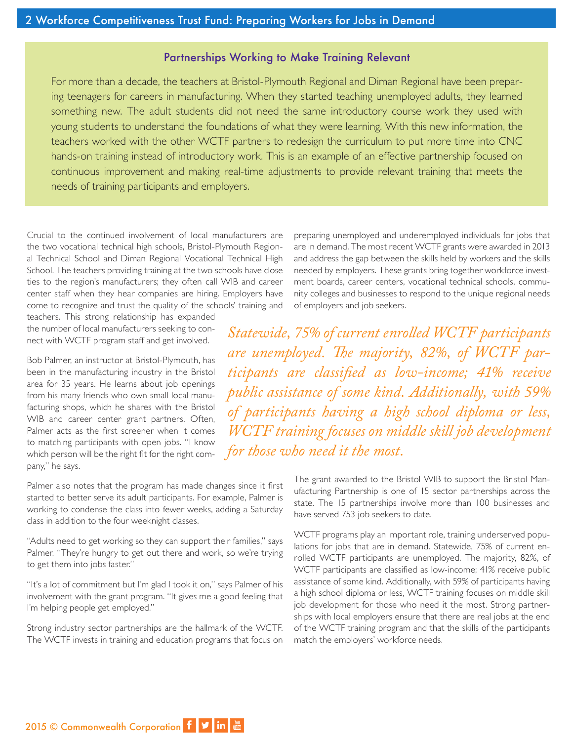## Partnerships Working to Make Training Relevant

For more than a decade, the teachers at Bristol-Plymouth Regional and Diman Regional have been preparing teenagers for careers in manufacturing. When they started teaching unemployed adults, they learned something new. The adult students did not need the same introductory course work they used with young students to understand the foundations of what they were learning. With this new information, the teachers worked with the other WCTF partners to redesign the curriculum to put more time into CNC hands-on training instead of introductory work. This is an example of an effective partnership focused on continuous improvement and making real-time adjustments to provide relevant training that meets the needs of training participants and employers.

Crucial to the continued involvement of local manufacturers are the two vocational technical high schools, Bristol-Plymouth Regional Technical School and Diman Regional Vocational Technical High School. The teachers providing training at the two schools have close ties to the region's manufacturers; they often call WIB and career center staff when they hear companies are hiring. Employers have come to recognize and trust the quality of the schools' training and teachers. This strong relationship has expanded the number of local manufacturers seeking to connect with WCTF program staff and get involved.

Bob Palmer, an instructor at Bristol-Plymouth, has been in the manufacturing industry in the Bristol area for 35 years. He learns about job openings from his many friends who own small local manufacturing shops, which he shares with the Bristol WIB and career center grant partners. Often, Palmer acts as the first screener when it comes to matching participants with open jobs. "I know which person will be the right fit for the right company," he says.

Palmer also notes that the program has made changes since it first started to better serve its adult participants. For example, Palmer is working to condense the class into fewer weeks, adding a Saturday class in addition to the four weeknight classes.

"Adults need to get working so they can support their families," says Palmer. "They're hungry to get out there and work, so we're trying to get them into jobs faster."

"It's a lot of commitment but I'm glad I took it on," says Palmer of his involvement with the grant program. "It gives me a good feeling that I'm helping people get employed."

Strong industry sector partnerships are the hallmark of the WCTF. The WCTF invests in training and education programs that focus on preparing unemployed and underemployed individuals for jobs that are in demand. The most recent WCTF grants were awarded in 2013 and address the gap between the skills held by workers and the skills needed by employers. These grants bring together workforce investment boards, career centers, vocational technical schools, community colleges and businesses to respond to the unique regional needs of employers and job seekers.

*Statewide, 75% of current enrolled WCTF participants are unemployed. The majority, 82%, of WCTF participants are classified as low-income; 41% receive public assistance of some kind. Additionally, with 59% of participants having a high school diploma or less, WCTF training focuses on middle skill job development for those who need it the most.*

The grant awarded to the Bristol WIB to support the Bristol Manufacturing Partnership is one of 15 sector partnerships across the state. The 15 partnerships involve more than 100 businesses and have served 753 job seekers to date.

WCTF programs play an important role, training underserved populations for jobs that are in demand. Statewide, 75% of current enrolled WCTF participants are unemployed. The majority, 82%, of WCTF participants are classified as low-income; 41% receive public assistance of some kind. Additionally, with 59% of participants having a high school diploma or less, WCTF training focuses on middle skill job development for those who need it the most. Strong partnerships with local employers ensure that there are real jobs at the end of the WCTF training program and that the skills of the participants match the employers' workforce needs.

2015 © Commonwealth Corporation